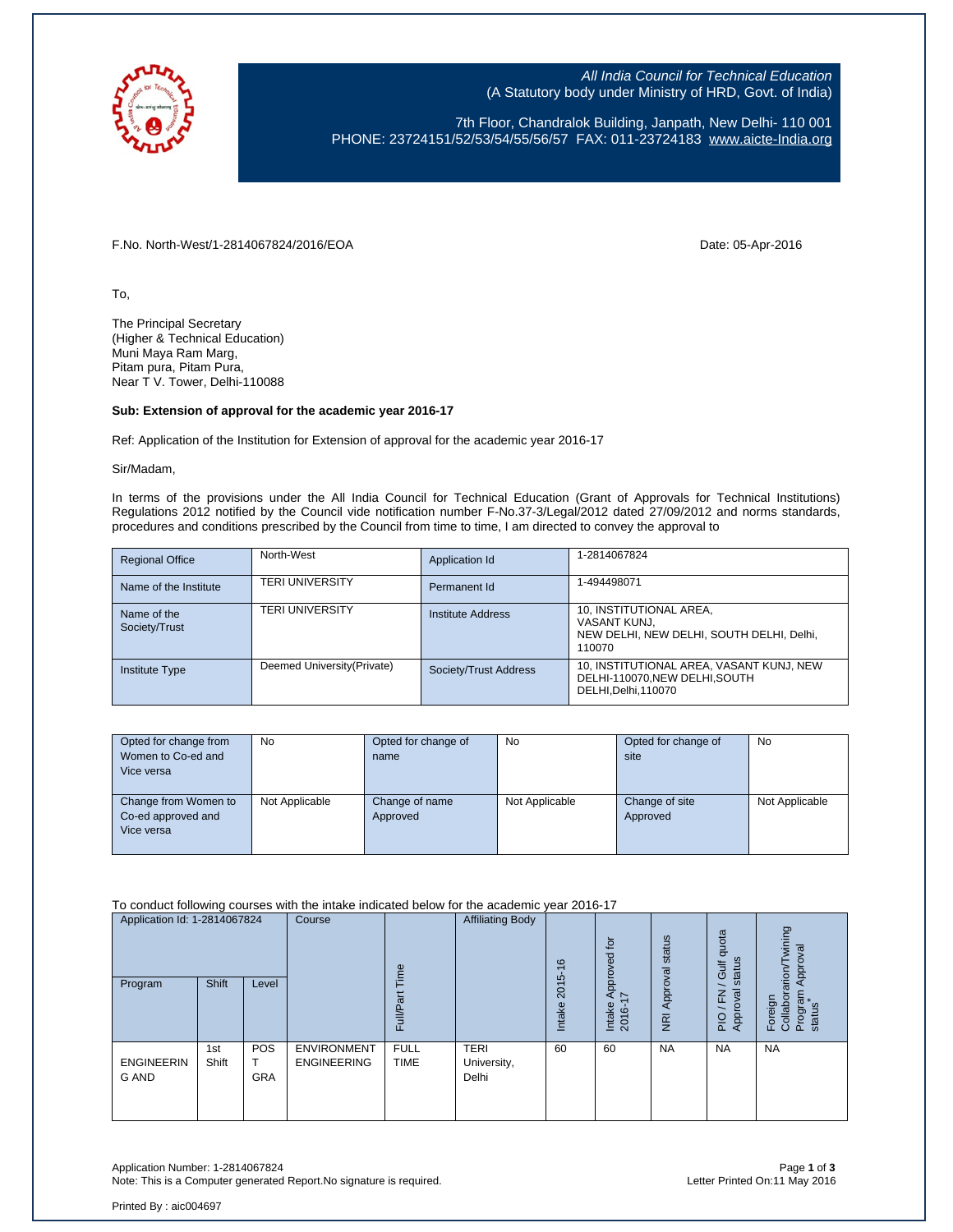All India Council for Technical Education
(A Statutory body under Ministry of HRD, Govt. of India)

7th Floor, Chandralok Building, Janpath, New Delhi- 110 001
PHONE: 23724151/52/53/54/55/56/57 FAX: 011-23724183 www.aicte-India.org

F.No. North-West/1-2814067824/2016/EOA

Date: 05-Apr-2016

To,

The Principal Secretary
(Higher & Technical Education)
Muni Maya Ram Marg,
Pitam pura, Pitam Pura,
Near T V. Tower, Delhi-110088

**Sub: Extension of approval for the academic year 2016-17**

Ref: Application of the Institution for Extension of approval for the academic year 2016-17

Sir/Madam,

In terms of the provisions under the All India Council for Technical Education (Grant of Approvals for Technical Institutions) Regulations 2012 notified by the Council vide notification number F-No.37-3/Legal/2012 dated 27/09/2012 and norms standards, procedures and conditions prescribed by the Council from time to time, I am directed to convey the approval to

| Regional Office | North-West | Application Id | 1-2814067824 |
|---|---|---|---|
| Name of the Institute | TERI UNIVERSITY | Permanent Id | 1-494498071 |
| Name of the Society/Trust | TERI UNIVERSITY | Institute Address | 10, INSTITUTIONAL AREA, VASANT KUNJ, NEW DELHI, NEW DELHI, SOUTH DELHI, Delhi, 110070 |
| Institute Type | Deemed University(Private) | Society/Trust Address | 10, INSTITUTIONAL AREA, VASANT KUNJ, NEW DELHI-110070,NEW DELHI,SOUTH DELHI,Delhi,110070 |

| Opted for change from Women to Co-ed and Vice versa | No | Opted for change of name | No | Opted for change of site | No |
|---|---|---|---|---|---|
| Change from Women to Co-ed approved and Vice versa | Not Applicable | Change of name Approved | Not Applicable | Change of site Approved | Not Applicable |

To conduct following courses with the intake indicated below for the academic year 2016-17

| Application Id: 1-2814067824 | | | Course | Full/Part Time | Affiliating Body | Intake 2015-16 | Intake Approved for 2016-17 | NRI Approval status | PIO / FN / Gulf quota Approval status | Foreign Collaborarion/Twining Program Approval status* |
|---|---|---|---|---|---|---|---|---|---|---|
| Program | Shift | Level | | | | | | | | |
| ENGINEERING AND | 1st Shift | POST GRA | ENVIRONMENT ENGINEERING | FULL TIME | TERI University, Delhi | 60 | 60 | NA | NA | NA |

Application Number: 1-2814067824
Note: This is a Computer generated Report.No signature is required.

Letter Printed On:11 May 2016

Printed By : aic004697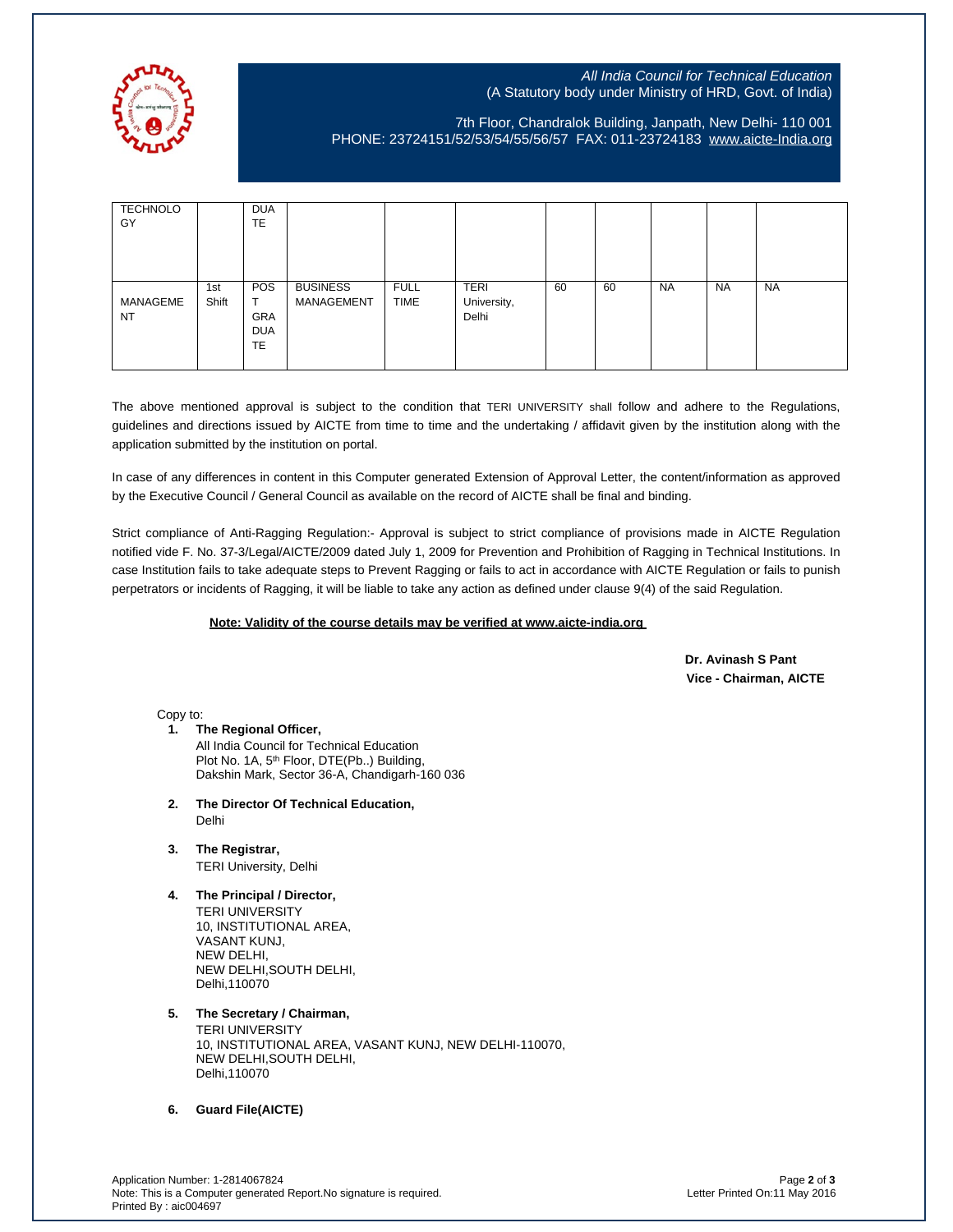| | | | | | | | | | | |
|---|---|---|---|---|---|---|---|---|---|---|
| TECHNOLOGY | | DUATE | | | | | | | | |
| MANAGEMENT | 1st Shift | POST GRADUATE | BUSINESS MANAGEMENT | FULL TIME | TERI University, Delhi | 60 | 60 | NA | NA | NA |

The above mentioned approval is subject to the condition that TERI UNIVERSITY shall follow and adhere to the Regulations, guidelines and directions issued by AICTE from time to time and the undertaking / affidavit given by the institution along with the application submitted by the institution on portal.

In case of any differences in content in this Computer generated Extension of Approval Letter, the content/information as approved by the Executive Council / General Council as available on the record of AICTE shall be final and binding.

Strict compliance of Anti-Ragging Regulation:- Approval is subject to strict compliance of provisions made in AICTE Regulation notified vide F. No. 37-3/Legal/AICTE/2009 dated July 1, 2009 for Prevention and Prohibition of Ragging in Technical Institutions. In case Institution fails to take adequate steps to Prevent Ragging or fails to act in accordance with AICTE Regulation or fails to punish perpetrators or incidents of Ragging, it will be liable to take any action as defined under clause 9(4) of the said Regulation.

**Note: Validity of the course details may be verified at www.aicte-india.org**

**Dr. Avinash S Pant**
**Vice - Chairman, AICTE**

Copy to:

1. **The Regional Officer,**
   All India Council for Technical Education
   Plot No. 1A, 5th Floor, DTE(Pb..) Building,
   Dakshin Mark, Sector 36-A, Chandigarh-160 036

2. **The Director Of Technical Education,**
   Delhi

3. **The Registrar,**
   TERI University, Delhi

4. **The Principal / Director,**
   TERI UNIVERSITY
   10, INSTITUTIONAL AREA,
   VASANT KUNJ,
   NEW DELHI,
   NEW DELHI,SOUTH DELHI,
   Delhi,110070

5. **The Secretary / Chairman,**
   TERI UNIVERSITY
   10, INSTITUTIONAL AREA, VASANT KUNJ, NEW DELHI-110070,
   NEW DELHI,SOUTH DELHI,
   Delhi,110070

6. **Guard File(AICTE)**

Application Number: 1-2814067824
Note: This is a Computer generated Report.No signature is required.
Printed By : aic004697

Letter Printed On:11 May 2016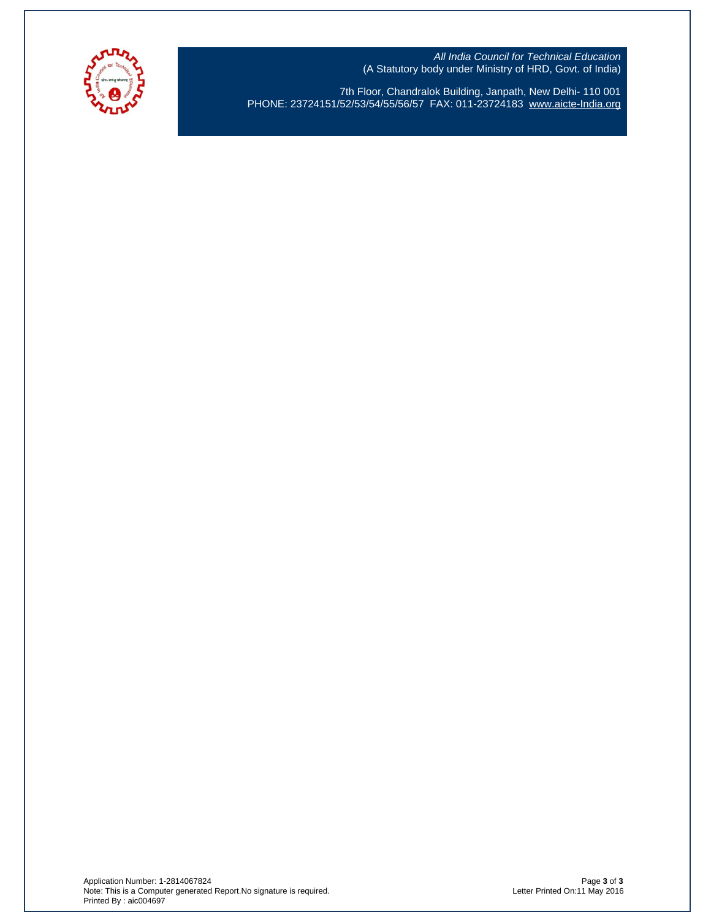*All India Council for Technical Education*
(A Statutory body under Ministry of HRD, Govt. of India)

7th Floor, Chandralok Building, Janpath, New Delhi- 110 001
PHONE: 23724151/52/53/54/55/56/57 FAX: 011-23724183 www.aicte-India.org

Application Number: 1-2814067824
Note: This is a Computer generated Report.No signature is required.
Printed By : aic004697

Letter Printed On:11 May 2016